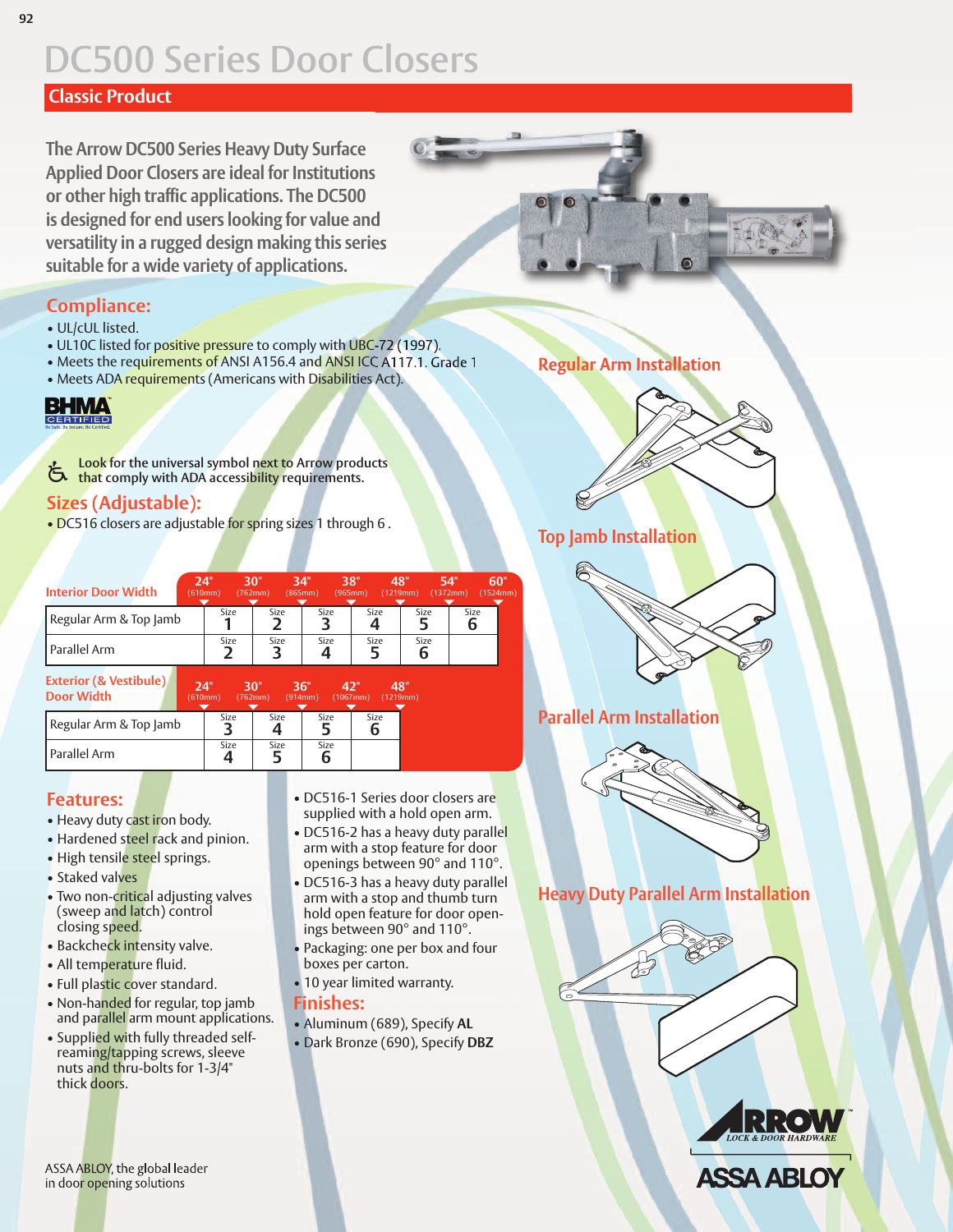# DC500 Series Door Closers

## Classic Product

The Arrow DC500 Series Heavy Duty Surface Applied Door Closers are ideal for Institutions or other high traffic applications. The DC500 is designed for end users looking for value and versatility in a rugged design making this series suitable for a wide variety of applications.

### Compliance:

- UL/cUL listed.
- UL10C listed for positive pressure to comply with UBC-72 (1997).
- Meets the requirements of ANSI A156.4 and ANSI ICC A117.1. Grade 1
- Meets ADA requirements (Americans with Disabilities Act).

BHMA CERTIFIED

Look for the universal symbol next to Arrow products that comply with ADA accessibility requirements.

### Sizes (Adjustable):

- DC516 closers are adjustable for spring sizes 1 through 6 .

| Interior Door Width | 24" (610mm) | 30" (762mm) | 34" (865mm) | 38" (965mm) | 48" (1219mm) | 54" (1372mm) | 60" (1524mm) |
|---|---|---|---|---|---|---|---|
| Regular Arm & Top Jamb | Size 1 | Size 2 | Size 3 | Size 4 | Size 5 | Size 6 | |
| Parallel Arm | Size 2 | Size 3 | Size 4 | Size 5 | Size 6 | | |

| Exterior (& Vestibule) Door Width | 24" (610mm) | 30" (762mm) | 36" (914mm) | 42" (1067mm) | 48" (1219mm) |
|---|---|---|---|---|---|
| Regular Arm & Top Jamb | Size 3 | Size 4 | Size 5 | Size 6 | |
| Parallel Arm | Size 4 | Size 5 | Size 6 | | |

### Regular Arm Installation

### Top Jamb Installation

### Parallel Arm Installation

### Heavy Duty Parallel Arm Installation

### Features:

- Heavy duty cast iron body.
- Hardened steel rack and pinion.
- High tensile steel springs.
- Staked valves
- Two non-critical adjusting valves (sweep and latch) control closing speed.
- Backcheck intensity valve.
- All temperature fluid.
- Full plastic cover standard.
- Non-handed for regular, top jamb and parallel arm mount applications.
- Supplied with fully threaded self-reaming/tapping screws, sleeve nuts and thru-bolts for 1-3/4" thick doors.
- DC516-1 Series door closers are supplied with a hold open arm.
- DC516-2 has a heavy duty parallel arm with a stop feature for door openings between 90° and 110°.
- DC516-3 has a heavy duty parallel arm with a stop and thumb turn hold open feature for door openings between 90° and 110°.
- Packaging: one per box and four boxes per carton.
- 10 year limited warranty.

### Finishes:

- Aluminum (689), Specify **AL**
- Dark Bronze (690), Specify **DBZ**

ASSA ABLOY, the global leader in door opening solutions

ARROW LOCK & DOOR HARDWARE

ASSA ABLOY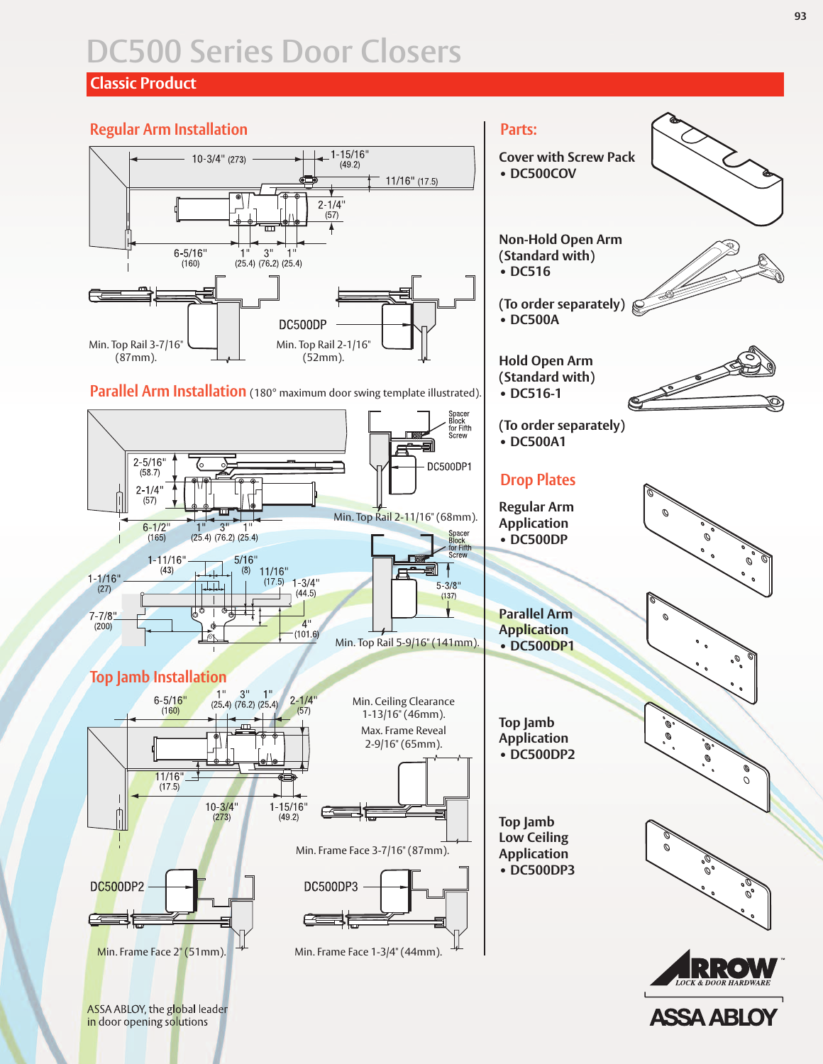# DC500 Series Door Closers

## Classic Product

### Regular Arm Installation

10-3/4" (273) 1-15/16" (49.2) 11/16" (17.5) 2-1/4" (57) 6-5/16" (160) 1" (25.4) 3" (76.2) 1" (25.4)

DC500DP

Min. Top Rail 3-7/16" (87mm).

Min. Top Rail 2-1/16" (52mm).

### Parallel Arm Installation (180° maximum door swing template illustrated).

2-5/16" (58.7) 2-1/4" (57) 6-1/2" (165) 1" (25.4) 3" (76.2) 1" (25.4)

Spacer Block for Fifth Screw

DC500DP1

Min. Top Rail 2-11/16" (68mm).

1-11/16" (43) 5/16" (8) 11/16" (17.5) 1-3/4" (44.5) 1-1/16" (27) 7-7/8" (200) 4" (101.6)

Spacer Block for Fifth Screw

5-3/8" (137)

Min. Top Rail 5-9/16" (141mm).

### Top Jamb Installation

6-5/16" (160) 1" (25.4) 3" (76.2) 1" (25.4) 2-1/4" (57) 11/16" (17.5) 10-3/4" (273) 1-15/16" (49.2)

Min. Ceiling Clearance 1-13/16" (46mm).

Max. Frame Reveal 2-9/16" (65mm).

Min. Frame Face 3-7/16" (87mm).

DC500DP2

Min. Frame Face 2" (51mm).

DC500DP3

Min. Frame Face 1-3/4" (44mm).

### Parts:

**Cover with Screw Pack**
- DC500COV

**Non-Hold Open Arm (Standard with)**
- DC516

**(To order separately)**
- DC500A

**Hold Open Arm (Standard with)**
- DC516-1

**(To order separately)**
- DC500A1

### Drop Plates

**Regular Arm Application**
- DC500DP

**Parallel Arm Application**
- DC500DP1

**Top Jamb Application**
- DC500DP2

**Top Jamb Low Ceiling Application**
- DC500DP3

ARROW™ LOCK & DOOR HARDWARE

ASSA ABLOY

ASSA ABLOY, the global leader in door opening solutions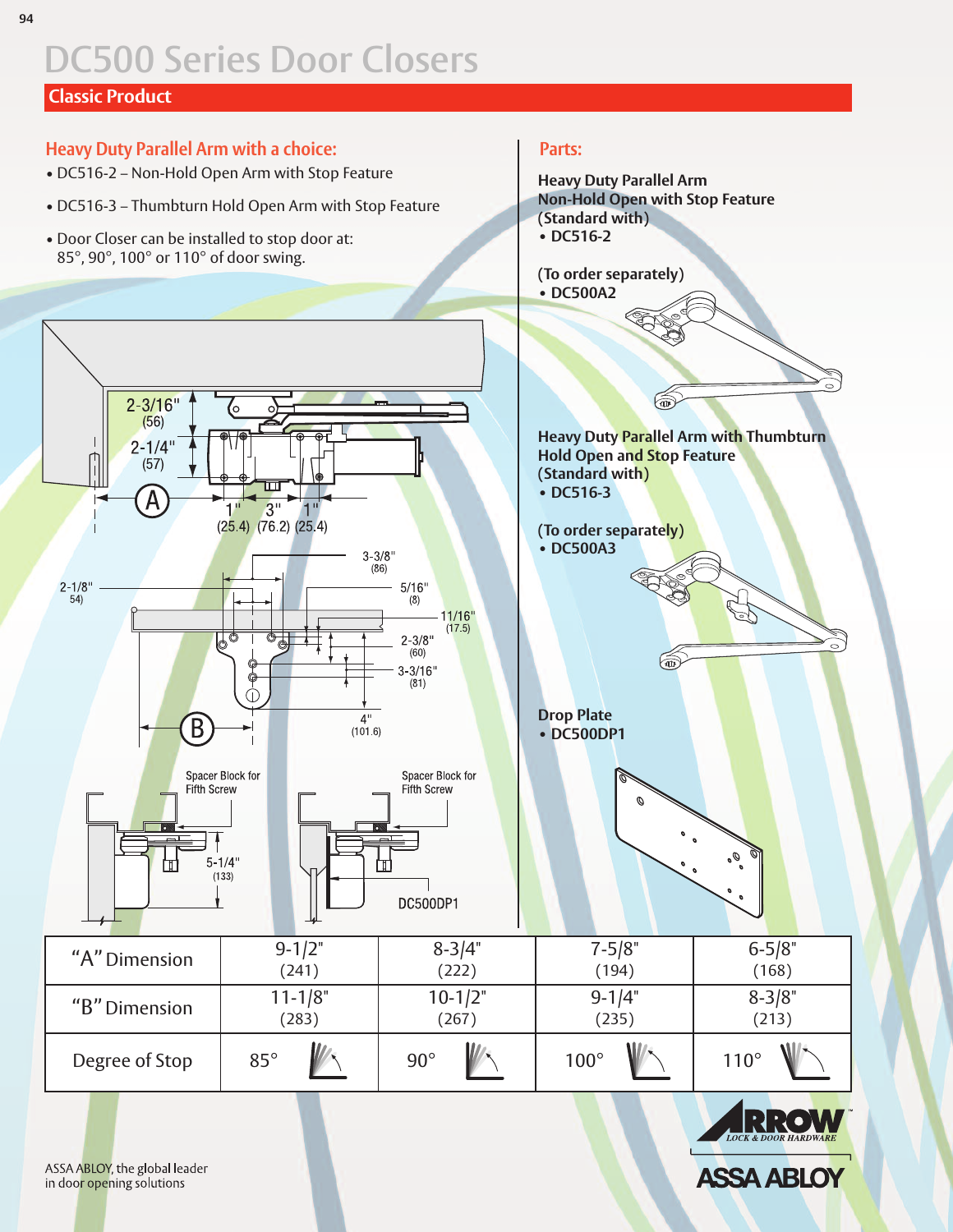# DC500 Series Door Closers

## Classic Product

### Heavy Duty Parallel Arm with a choice:

- DC516-2 – Non-Hold Open Arm with Stop Feature
- DC516-3 – Thumbturn Hold Open Arm with Stop Feature
- Door Closer can be installed to stop door at: 85°, 90°, 100° or 110° of door swing.

2-3/16" (56)
2-1/4" (57)
A
1" (25.4) 3" (76.2) 1" (25.4)

2-1/8" 54)
3-3/8" (86)
5/16" (8)
11/16" (17.5)
2-3/8" (60)
3-3/16" (81)
4" (101.6)
B

Spacer Block for Fifth Screw
5-1/4" (133)

Spacer Block for Fifth Screw
DC500DP1

### Parts:

**Heavy Duty Parallel Arm**
**Non-Hold Open with Stop Feature**
**(Standard with)**
- **DC516-2**

**(To order separately)**
- **DC500A2**

**Heavy Duty Parallel Arm with Thumbturn Hold Open and Stop Feature**
**(Standard with)**
- **DC516-3**

**(To order separately)**
- **DC500A3**

**Drop Plate**
- **DC500DP1**

| | | | | |
|---|---|---|---|---|
| "A" Dimension | 9-1/2" (241) | 8-3/4" (222) | 7-5/8" (194) | 6-5/8" (168) |
| "B" Dimension | 11-1/8" (283) | 10-1/2" (267) | 9-1/4" (235) | 8-3/8" (213) |
| Degree of Stop | 85° | 90° | 100° | 110° |

ASSA ABLOY, the global leader in door opening solutions

ARROW LOCK & DOOR HARDWARE
ASSA ABLOY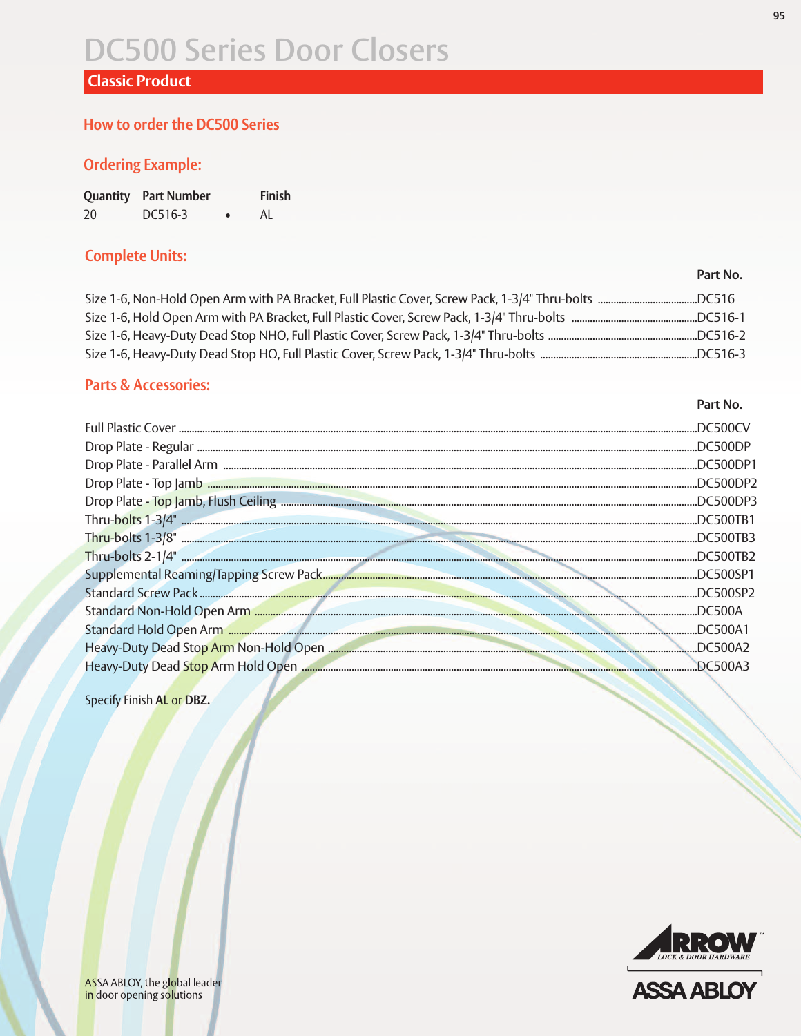# DC500 Series Door Closers

## Classic Product

### How to order the DC500 Series

### Ordering Example:

| Quantity | Part Number | | Finish |
|---|---|---|---|
| 20 | DC516-3 | • | AL |

### Complete Units:

| | Part No. |
|---|---|
| Size 1-6, Non-Hold Open Arm with PA Bracket, Full Plastic Cover, Screw Pack, 1-3/4" Thru-bolts | DC516 |
| Size 1-6, Hold Open Arm with PA Bracket, Full Plastic Cover, Screw Pack, 1-3/4" Thru-bolts | DC516-1 |
| Size 1-6, Heavy-Duty Dead Stop NHO, Full Plastic Cover, Screw Pack, 1-3/4" Thru-bolts | DC516-2 |
| Size 1-6, Heavy-Duty Dead Stop HO, Full Plastic Cover, Screw Pack, 1-3/4" Thru-bolts | DC516-3 |

### Parts & Accessories:

| | Part No. |
|---|---|
| Full Plastic Cover | DC500CV |
| Drop Plate - Regular | DC500DP |
| Drop Plate - Parallel Arm | DC500DP1 |
| Drop Plate - Top Jamb | DC500DP2 |
| Drop Plate - Top Jamb, Flush Ceiling | DC500DP3 |
| Thru-bolts 1-3/4" | DC500TB1 |
| Thru-bolts 1-3/8" | DC500TB3 |
| Thru-bolts 2-1/4" | DC500TB2 |
| Supplemental Reaming/Tapping Screw Pack | DC500SP1 |
| Standard Screw Pack | DC500SP2 |
| Standard Non-Hold Open Arm | DC500A |
| Standard Hold Open Arm | DC500A1 |
| Heavy-Duty Dead Stop Arm Non-Hold Open | DC500A2 |
| Heavy-Duty Dead Stop Arm Hold Open | DC500A3 |

Specify Finish **AL** or **DBZ.**

ASSA ABLOY, the global leader in door opening solutions

ARROW LOCK & DOOR HARDWARE

ASSA ABLOY